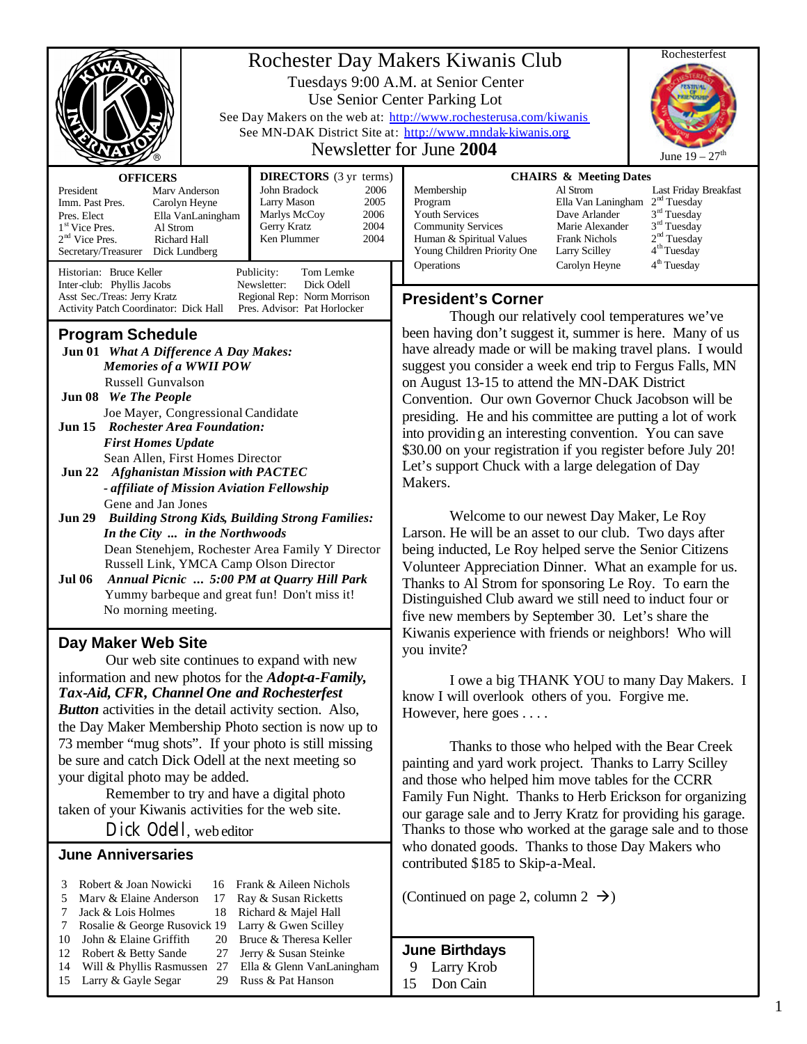# Rochester Day Makers Kiwanis Club

Tuesdays 9:00 A.M. at Senior Center

Use Senior Center Parking Lot

See Day Makers on the web at: http://www.rochesterusa.com/kiwanis

See MN-DAK District Site at: http://www.mndak-kiwanis.org

Newsletter for June **2004**

Rochesterfest

June 19 – 27th

| OFFICERS | |
|---|---|
| President | Marv Anderson |
| Imm. Past Pres. | Carolyn Heyne |
| Pres. Elect | Ella VanLaningham |
| 1st Vice Pres. | Al Strom |
| 2nd Vice Pres. | Richard Hall |
| Secretary/Treasurer | Dick Lundberg |

| DIRECTORS (3 yr terms) | |
|---|---|
| John Bradock | 2006 |
| Larry Mason | 2005 |
| Marlys McCoy | 2006 |
| Gerry Kratz | 2004 |
| Ken Plummer | 2004 |

| CHAIRS & Meeting Dates | | |
|---|---|---|
| Membership | Al Strom | Last Friday Breakfast |
| Program | Ella Van Laningham | 2nd Tuesday |
| Youth Services | Dave Arlander | 3rd Tuesday |
| Community Services | Marie Alexander | 3rd Tuesday |
| Human & Spiritual Values | Frank Nichols | 2nd Tuesday |
| Young Children Priority One | Larry Scilley | 4th Tuesday |
| Operations | Carolyn Heyne | 4th Tuesday |

Historian: Bruce Keller — Publicity: Tom Lemke
Inter-club: Phyllis Jacobs — Newsletter: Dick Odell
Asst Sec./Treas: Jerry Kratz — Regional Rep: Norm Morrison
Activity Patch Coordinator: Dick Hall — Pres. Advisor: Pat Horlocker

## Program Schedule

**Jun 01** ***What A Difference A Day Makes: Memories of a WWII POW***
Russell Gunvalson

**Jun 08** ***We The People***
Joe Mayer, Congressional Candidate

**Jun 15** ***Rochester Area Foundation: First Homes Update***
Sean Allen, First Homes Director

**Jun 22** ***Afghanistan Mission with PACTEC - affiliate of Mission Aviation Fellowship***
Gene and Jan Jones

**Jun 29** ***Building Strong Kids, Building Strong Families: In the City ... in the Northwoods***
Dean Stenehjem, Rochester Area Family Y Director
Russell Link, YMCA Camp Olson Director

**Jul 06** ***Annual Picnic ... 5:00 PM at Quarry Hill Park***
Yummy barbeque and great fun! Don't miss it!
No morning meeting.

## Day Maker Web Site

Our web site continues to expand with new information and new photos for the ***Adopt-a-Family, Tax-Aid, CFR, Channel One and Rochesterfest Button*** activities in the detail activity section. Also, the Day Maker Membership Photo section is now up to 73 member "mug shots". If your photo is still missing be sure and catch Dick Odell at the next meeting so your digital photo may be added.

Remember to try and have a digital photo taken of your Kiwanis activities for the web site.

Dick Odell, web editor

## June Anniversaries

| | | | |
|---|---|---|---|
| 3 | Robert & Joan Nowicki | 16 | Frank & Aileen Nichols |
| 5 | Marv & Elaine Anderson | 17 | Ray & Susan Ricketts |
| 7 | Jack & Lois Holmes | 18 | Richard & Majel Hall |
| 7 | Rosalie & George Rusovick | 19 | Larry & Gwen Scilley |
| 10 | John & Elaine Griffith | 20 | Bruce & Theresa Keller |
| 12 | Robert & Betty Sande | 27 | Jerry & Susan Steinke |
| 14 | Will & Phyllis Rasmussen | 27 | Ella & Glenn VanLaningham |
| 15 | Larry & Gayle Segar | 29 | Russ & Pat Hanson |

## President's Corner

Though our relatively cool temperatures we've been having don't suggest it, summer is here. Many of us have already made or will be making travel plans. I would suggest you consider a week end trip to Fergus Falls, MN on August 13-15 to attend the MN-DAK District Convention. Our own Governor Chuck Jacobson will be presiding. He and his committee are putting a lot of work into providing an interesting convention. You can save $30.00 on your registration if you register before July 20! Let's support Chuck with a large delegation of Day Makers.

Welcome to our newest Day Maker, Le Roy Larson. He will be an asset to our club. Two days after being inducted, Le Roy helped serve the Senior Citizens Volunteer Appreciation Dinner. What an example for us. Thanks to Al Strom for sponsoring Le Roy. To earn the Distinguished Club award we still need to induct four or five new members by September 30. Let's share the Kiwanis experience with friends or neighbors! Who will you invite?

I owe a big THANK YOU to many Day Makers. I know I will overlook others of you. Forgive me. However, here goes . . . .

Thanks to those who helped with the Bear Creek painting and yard work project. Thanks to Larry Scilley and those who helped him move tables for the CCRR Family Fun Night. Thanks to Herb Erickson for organizing our garage sale and to Jerry Kratz for providing his garage. Thanks to those who worked at the garage sale and to those who donated goods. Thanks to those Day Makers who contributed $185 to Skip-a-Meal.

(Continued on page 2, column 2 →)

## June Birthdays

9 Larry Krob
15 Don Cain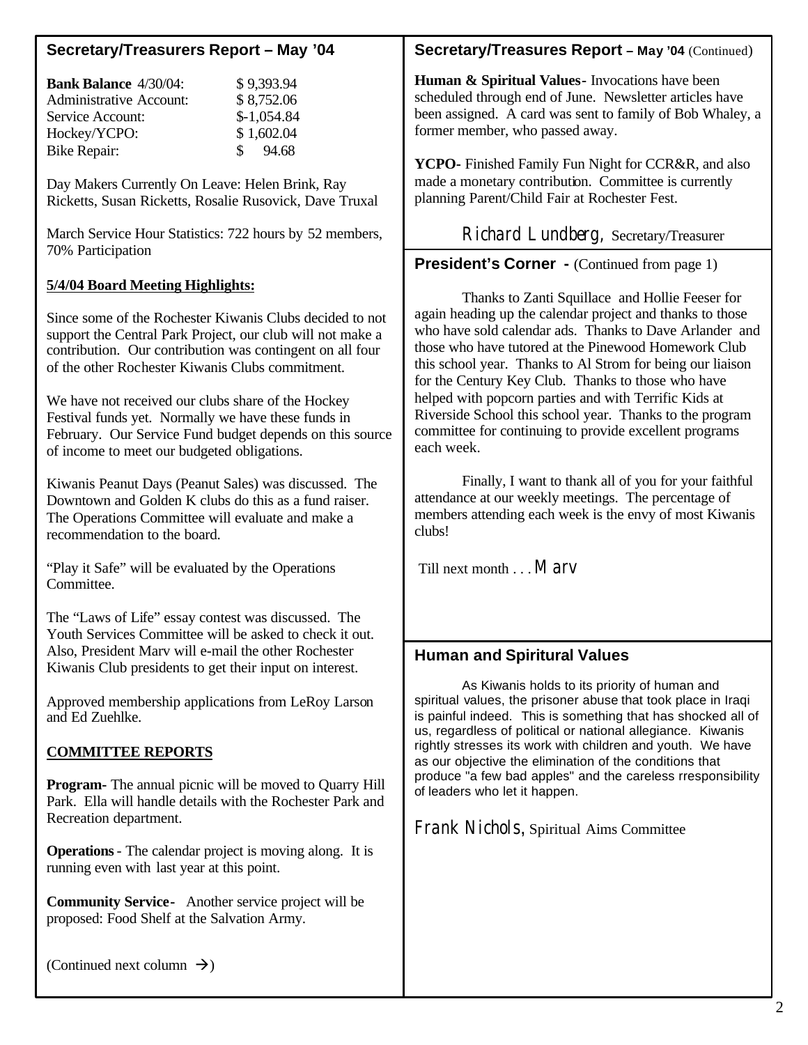## Secretary/Treasurers Report – May '04

| | |
|---|---|
| **Bank Balance** 4/30/04: | $ 9,393.94 |
| Administrative Account: | $ 8,752.06 |
| Service Account: | $-1,054.84 |
| Hockey/YCPO: | $ 1,602.04 |
| Bike Repair: | $ 94.68 |

Day Makers Currently On Leave: Helen Brink, Ray Ricketts, Susan Ricketts, Rosalie Rusovick, Dave Truxal

March Service Hour Statistics: 722 hours by 52 members, 70% Participation

**5/4/04 Board Meeting Highlights:**

Since some of the Rochester Kiwanis Clubs decided to not support the Central Park Project, our club will not make a contribution. Our contribution was contingent on all four of the other Rochester Kiwanis Clubs commitment.

We have not received our clubs share of the Hockey Festival funds yet. Normally we have these funds in February. Our Service Fund budget depends on this source of income to meet our budgeted obligations.

Kiwanis Peanut Days (Peanut Sales) was discussed. The Downtown and Golden K clubs do this as a fund raiser. The Operations Committee will evaluate and make a recommendation to the board.

"Play it Safe" will be evaluated by the Operations Committee.

The "Laws of Life" essay contest was discussed. The Youth Services Committee will be asked to check it out. Also, President Marv will e-mail the other Rochester Kiwanis Club presidents to get their input on interest.

Approved membership applications from LeRoy Larson and Ed Zuehlke.

**COMMITTEE REPORTS**

**Program-** The annual picnic will be moved to Quarry Hill Park. Ella will handle details with the Rochester Park and Recreation department.

**Operations** - The calendar project is moving along. It is running even with last year at this point.

**Community Service-** Another service project will be proposed: Food Shelf at the Salvation Army.

(Continued next column →)

## Secretary/Treasures Report – May '04 (Continued)

**Human & Spiritual Values-** Invocations have been scheduled through end of June. Newsletter articles have been assigned. A card was sent to family of Bob Whaley, a former member, who passed away.

**YCPO-** Finished Family Fun Night for CCR&R, and also made a monetary contribution. Committee is currently planning Parent/Child Fair at Rochester Fest.

Richard Lundberg, Secretary/Treasurer

## President's Corner - (Continued from page 1)

Thanks to Zanti Squillace and Hollie Feeser for again heading up the calendar project and thanks to those who have sold calendar ads. Thanks to Dave Arlander and those who have tutored at the Pinewood Homework Club this school year. Thanks to Al Strom for being our liaison for the Century Key Club. Thanks to those who have helped with popcorn parties and with Terrific Kids at Riverside School this school year. Thanks to the program committee for continuing to provide excellent programs each week.

Finally, I want to thank all of you for your faithful attendance at our weekly meetings. The percentage of members attending each week is the envy of most Kiwanis clubs!

Till next month . . . Marv

## Human and Spiritual Values

As Kiwanis holds to its priority of human and spiritual values, the prisoner abuse that took place in Iraqi is painful indeed. This is something that has shocked all of us, regardless of political or national allegiance. Kiwanis rightly stresses its work with children and youth. We have as our objective the elimination of the conditions that produce "a few bad apples" and the careless rresponsibility of leaders who let it happen.

Frank Nichols, Spiritual Aims Committee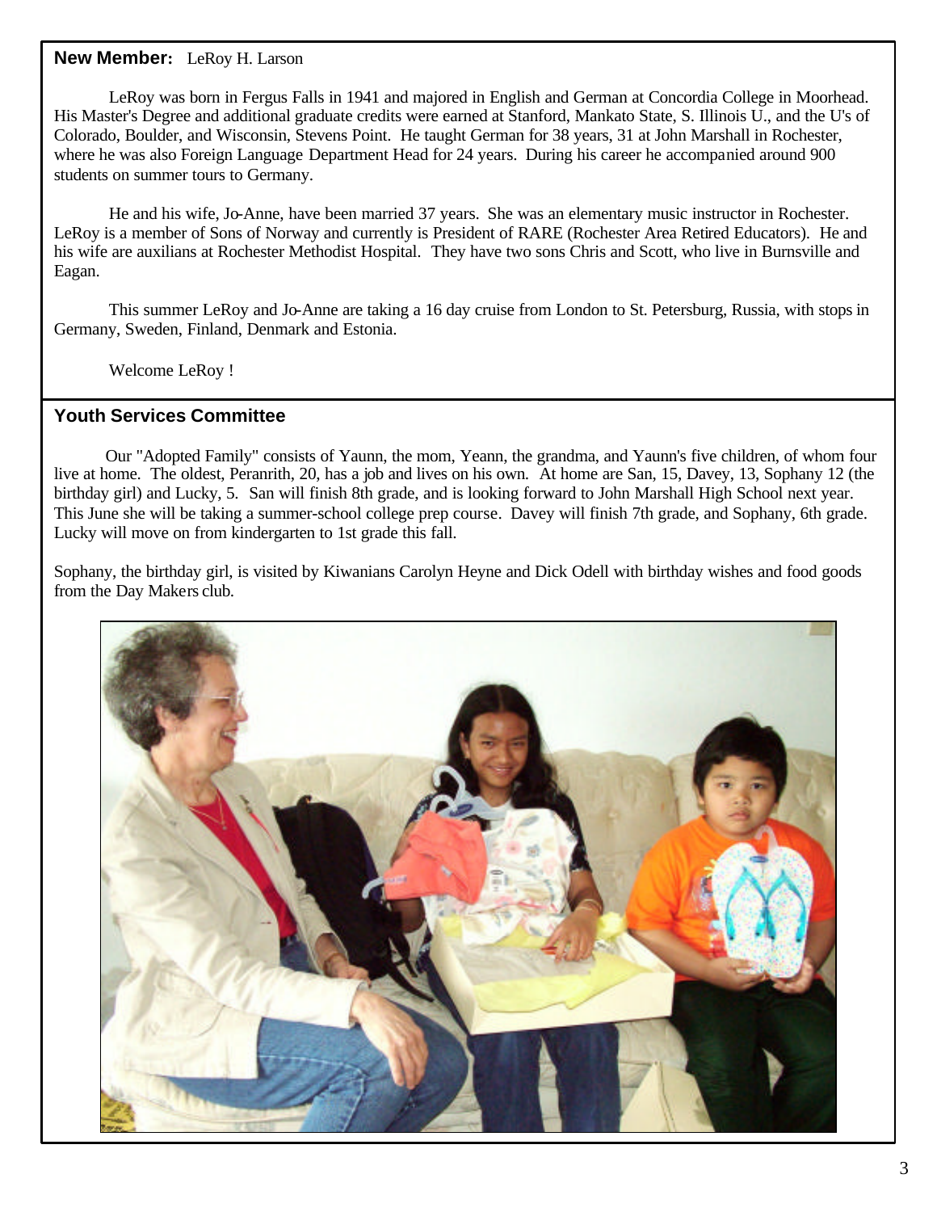**New Member:** LeRoy H. Larson

LeRoy was born in Fergus Falls in 1941 and majored in English and German at Concordia College in Moorhead. His Master's Degree and additional graduate credits were earned at Stanford, Mankato State, S. Illinois U., and the U's of Colorado, Boulder, and Wisconsin, Stevens Point. He taught German for 38 years, 31 at John Marshall in Rochester, where he was also Foreign Language Department Head for 24 years. During his career he accompanied around 900 students on summer tours to Germany.

He and his wife, Jo-Anne, have been married 37 years. She was an elementary music instructor in Rochester. LeRoy is a member of Sons of Norway and currently is President of RARE (Rochester Area Retired Educators). He and his wife are auxilians at Rochester Methodist Hospital. They have two sons Chris and Scott, who live in Burnsville and Eagan.

This summer LeRoy and Jo-Anne are taking a 16 day cruise from London to St. Petersburg, Russia, with stops in Germany, Sweden, Finland, Denmark and Estonia.

Welcome LeRoy !

## Youth Services Committee

Our "Adopted Family" consists of Yaunn, the mom, Yeann, the grandma, and Yaunn's five children, of whom four live at home. The oldest, Peranrith, 20, has a job and lives on his own. At home are San, 15, Davey, 13, Sophany 12 (the birthday girl) and Lucky, 5. San will finish 8th grade, and is looking forward to John Marshall High School next year. This June she will be taking a summer-school college prep course. Davey will finish 7th grade, and Sophany, 6th grade. Lucky will move on from kindergarten to 1st grade this fall.

Sophany, the birthday girl, is visited by Kiwanians Carolyn Heyne and Dick Odell with birthday wishes and food goods from the Day Makers club.